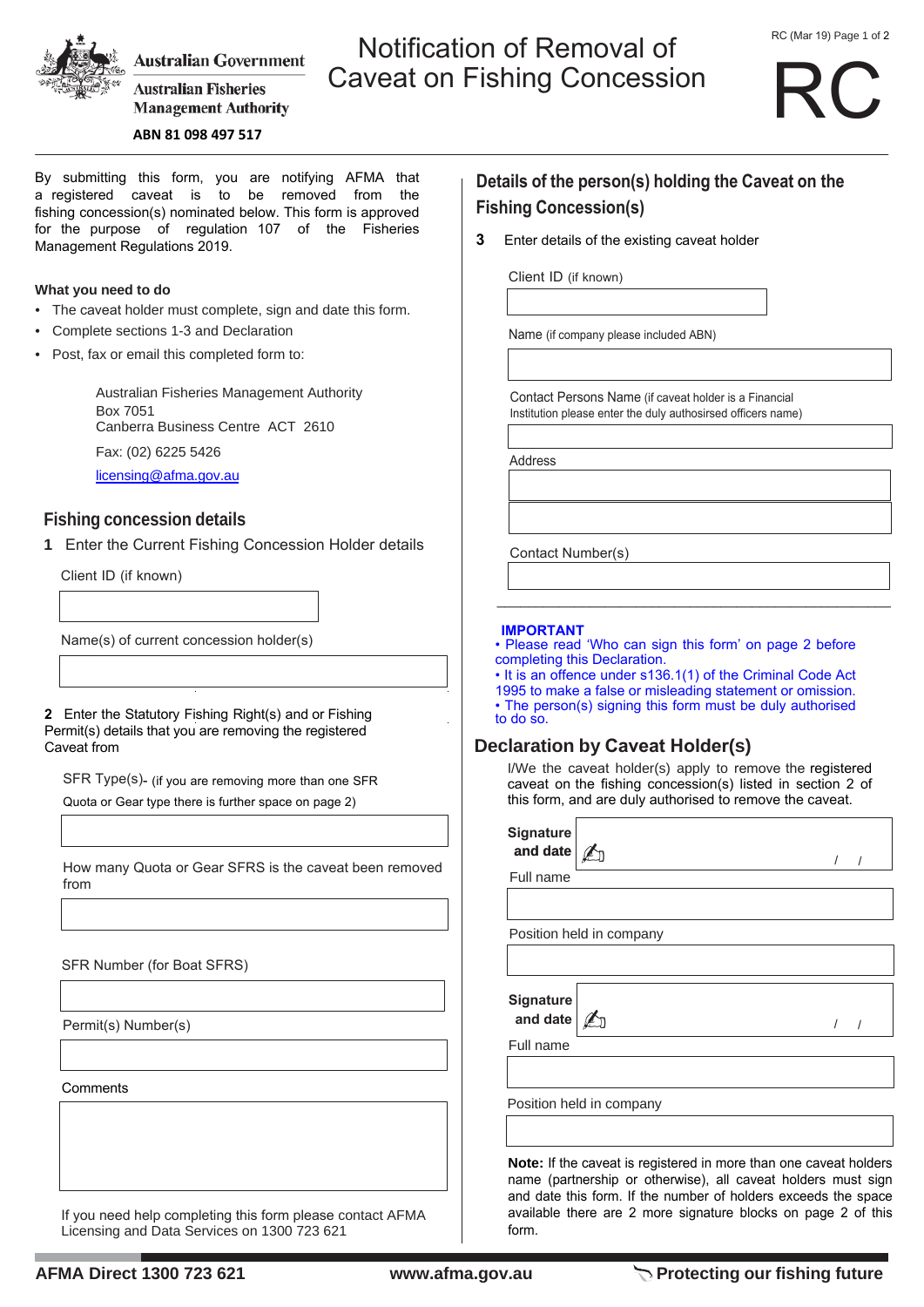Australian Government

Australian Fisheries Management Authority

ABN 81 098 497 517

# Notification of Removal of Caveat on Fishing Concession

RC

By submitting this form, you are notifying AFMA that a registered caveat is to be removed from the fishing concession(s) nominated below. This form is approved for the purpose of regulation 107 of the Fisheries Management Regulations 2019.

**What you need to do**

- The caveat holder must complete, sign and date this form.
- Complete sections 1-3 and Declaration
- Post, fax or email this completed form to:

Australian Fisheries Management Authority
Box 7051
Canberra Business Centre ACT 2610

Fax: (02) 6225 5426

licensing@afma.gov.au

## Fishing concession details

**1** Enter the Current Fishing Concession Holder details

Client ID (if known)

Name(s) of current concession holder(s)

**2** Enter the Statutory Fishing Right(s) and or Fishing Permit(s) details that you are removing the registered Caveat from

SFR Type(s)- (if you are removing more than one SFR Quota or Gear type there is further space on page 2)

How many Quota or Gear SFRS is the caveat been removed from

SFR Number (for Boat SFRS)

Permit(s) Number(s)

Comments

If you need help completing this form please contact AFMA Licensing and Data Services on 1300 723 621

## Details of the person(s) holding the Caveat on the Fishing Concession(s)

**3** Enter details of the existing caveat holder

Client ID (if known)

Name (if company please included ABN)

Contact Persons Name (if caveat holder is a Financial Institution please enter the duly authosirsed officers name)

Address

Contact Number(s)

**IMPORTANT**

- Please read 'Who can sign this form' on page 2 before completing this Declaration.
- It is an offence under s136.1(1) of the Criminal Code Act 1995 to make a false or misleading statement or omission.
- The person(s) signing this form must be duly authorised to do so.

## Declaration by Caveat Holder(s)

I/We the caveat holder(s) apply to remove the registered caveat on the fishing concession(s) listed in section 2 of this form, and are duly authorised to remove the caveat.

**Signature and date** / /

Full name

Position held in company

**Signature and date** / /

Full name

Position held in company

**Note:** If the caveat is registered in more than one caveat holders name (partnership or otherwise), all caveat holders must sign and date this form. If the number of holders exceeds the space available there are 2 more signature blocks on page 2 of this form.

AFMA Direct 1300 723 621 www.afma.gov.au Protecting our fishing future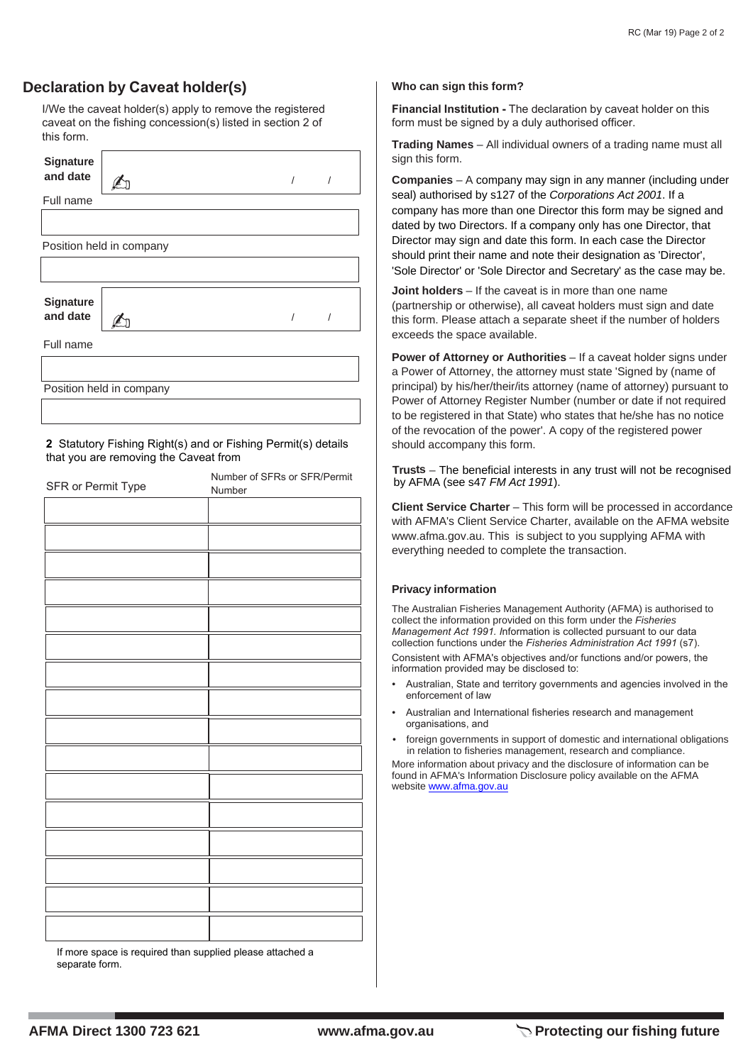## Declaration by Caveat holder(s)

I/We the caveat holder(s) apply to remove the registered caveat on the fishing concession(s) listed in section 2 of this form.

**Signature and date** ✍ / /

Full name

Position held in company

**Signature and date** ✍ / /

Full name

Position held in company

**2** Statutory Fishing Right(s) and or Fishing Permit(s) details that you are removing the Caveat from

| SFR or Permit Type | Number of SFRs or SFR/Permit Number |
|---|---|
| | |
| | |
| | |
| | |
| | |
| | |
| | |
| | |
| | |
| | |
| | |
| | |
| | |
| | |
| | |
| | |

If more space is required than supplied please attached a separate form.

### Who can sign this form?

**Financial Institution -** The declaration by caveat holder on this form must be signed by a duly authorised officer.

**Trading Names** – All individual owners of a trading name must all sign this form.

**Companies** – A company may sign in any manner (including under seal) authorised by s127 of the *Corporations Act 2001*. If a company has more than one Director this form may be signed and dated by two Directors. If a company only has one Director, that Director may sign and date this form. In each case the Director should print their name and note their designation as 'Director', 'Sole Director' or 'Sole Director and Secretary' as the case may be.

**Joint holders** – If the caveat is in more than one name (partnership or otherwise), all caveat holders must sign and date this form. Please attach a separate sheet if the number of holders exceeds the space available.

**Power of Attorney or Authorities** – If a caveat holder signs under a Power of Attorney, the attorney must state 'Signed by (name of principal) by his/her/their/its attorney (name of attorney) pursuant to Power of Attorney Register Number (number or date if not required to be registered in that State) who states that he/she has no notice of the revocation of the power'. A copy of the registered power should accompany this form.

**Trusts** – The beneficial interests in any trust will not be recognised by AFMA (see s47 *FM Act 1991*).

**Client Service Charter** – This form will be processed in accordance with AFMA's Client Service Charter, available on the AFMA website www.afma.gov.au. This is subject to you supplying AFMA with everything needed to complete the transaction.

### Privacy information

The Australian Fisheries Management Authority (AFMA) is authorised to collect the information provided on this form under the *Fisheries Management Act 1991. I*nformation is collected pursuant to our data collection functions under the *Fisheries Administration Act 1991* (s7).

Consistent with AFMA's objectives and/or functions and/or powers, the information provided may be disclosed to:

- Australian, State and territory governments and agencies involved in the enforcement of law
- Australian and International fisheries research and management organisations, and
- foreign governments in support of domestic and international obligations in relation to fisheries management, research and compliance.

More information about privacy and the disclosure of information can be found in AFMA's Information Disclosure policy available on the AFMA website www.afma.gov.au

**AFMA Direct 1300 723 621** **www.afma.gov.au** **Protecting our fishing future**